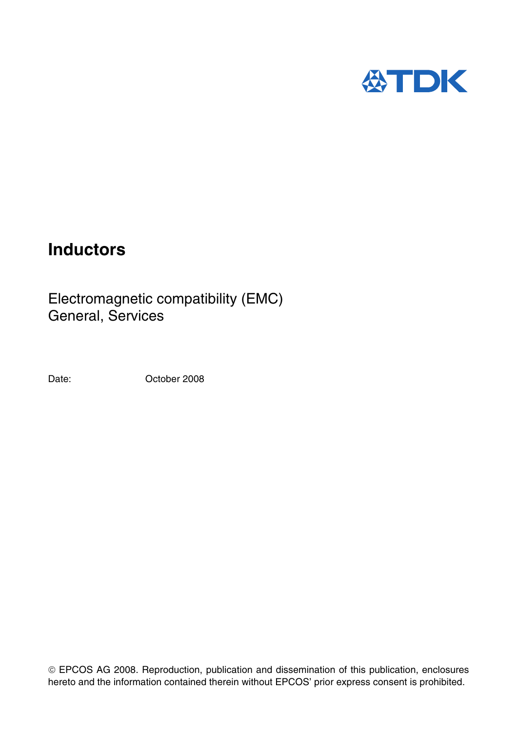# Inductors

Electromagnetic compatibility (EMC)
General, Services

Date: October 2008

© EPCOS AG 2008. Reproduction, publication and dissemination of this publication, enclosures hereto and the information contained therein without EPCOS' prior express consent is prohibited.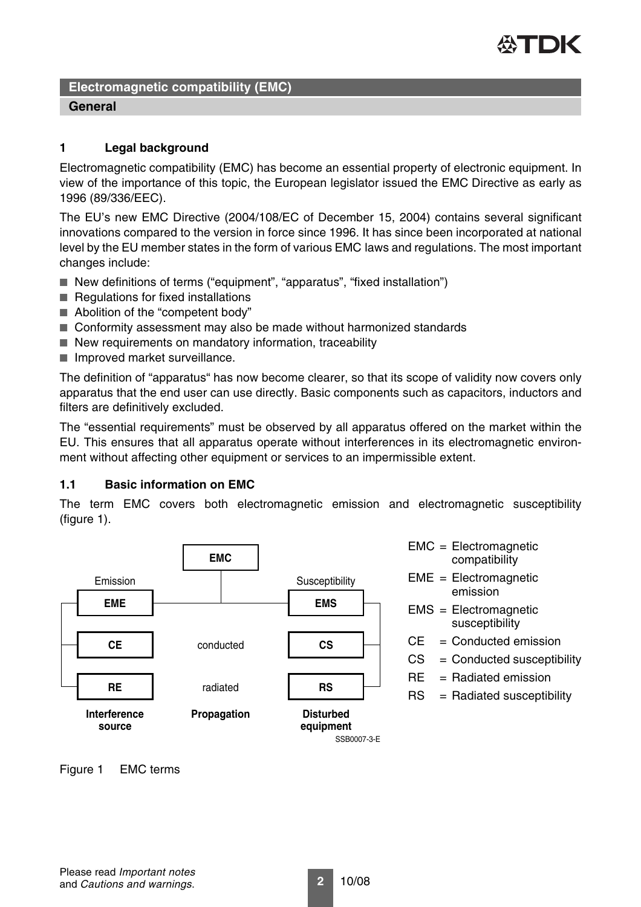## Electromagnetic compatibility (EMC)

### General

### 1 Legal background

Electromagnetic compatibility (EMC) has become an essential property of electronic equipment. In view of the importance of this topic, the European legislator issued the EMC Directive as early as 1996 (89/336/EEC).

The EU's new EMC Directive (2004/108/EC of December 15, 2004) contains several significant innovations compared to the version in force since 1996. It has since been incorporated at national level by the EU member states in the form of various EMC laws and regulations. The most important changes include:

- New definitions of terms ("equipment", "apparatus", "fixed installation")
- Regulations for fixed installations
- Abolition of the "competent body"
- Conformity assessment may also be made without harmonized standards
- New requirements on mandatory information, traceability
- Improved market surveillance.

The definition of "apparatus" has now become clearer, so that its scope of validity now covers only apparatus that the end user can use directly. Basic components such as capacitors, inductors and filters are definitively excluded.

The "essential requirements" must be observed by all apparatus offered on the market within the EU. This ensures that all apparatus operate without interferences in its electromagnetic environment without affecting other equipment or services to an impermissible extent.

### 1.1 Basic information on EMC

The term EMC covers both electromagnetic emission and electromagnetic susceptibility (figure 1).

| Interference source | Propagation | Disturbed equipment |
|---|---|---|
| Emission: EME | EMC | Susceptibility: EMS |
| CE | conducted | CS |
| RE | radiated | RS |

SSB0007-3-E

EMC = Electromagnetic compatibility
EME = Electromagnetic emission
EMS = Electromagnetic susceptibility
CE = Conducted emission
CS = Conducted susceptibility
RE = Radiated emission
RS = Radiated susceptibility

Figure 1 EMC terms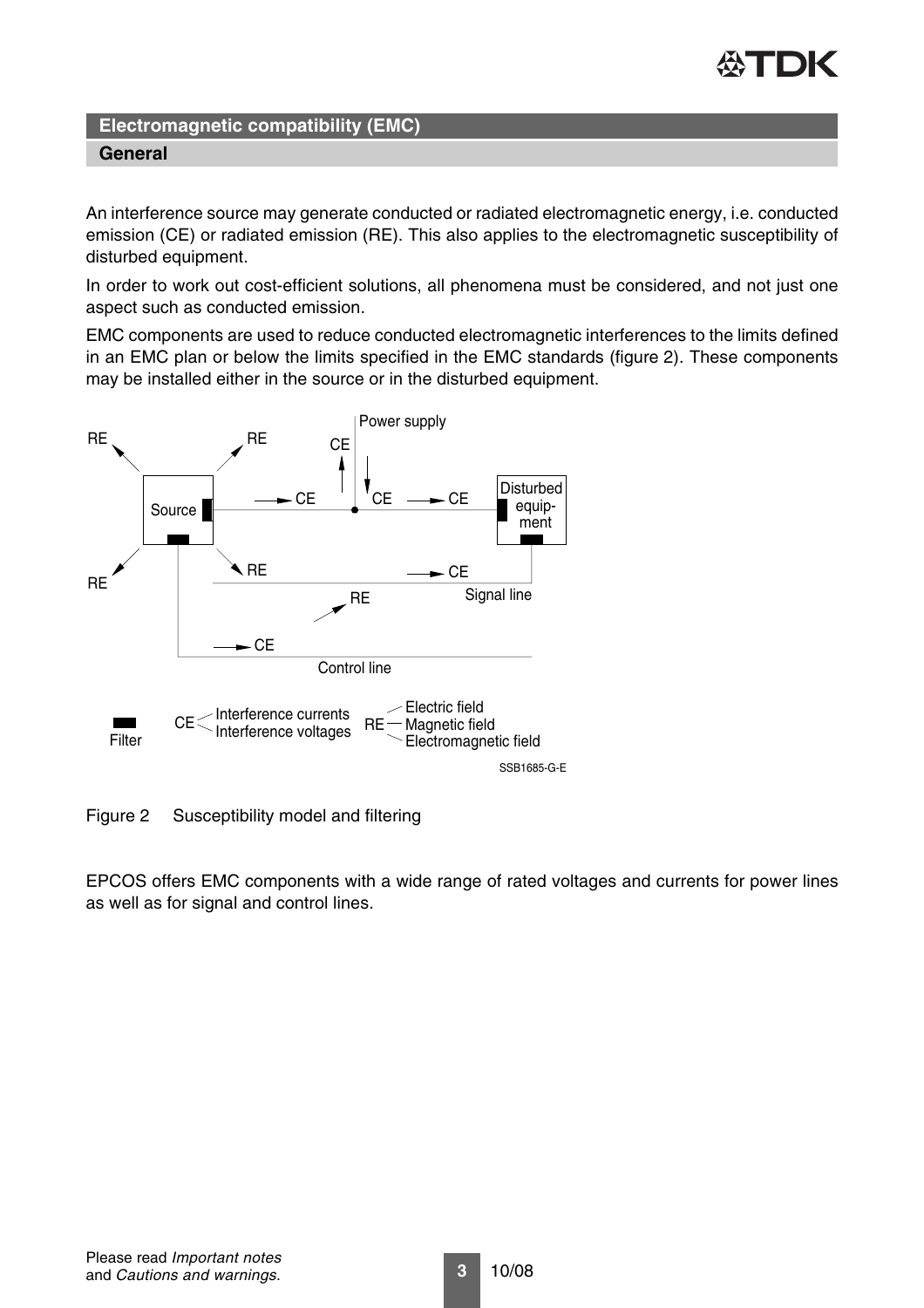## Electromagnetic compatibility (EMC)

### General

An interference source may generate conducted or radiated electromagnetic energy, i.e. conducted emission (CE) or radiated emission (RE). This also applies to the electromagnetic susceptibility of disturbed equipment.

In order to work out cost-efficient solutions, all phenomena must be considered, and not just one aspect such as conducted emission.

EMC components are used to reduce conducted electromagnetic interferences to the limits defined in an EMC plan or below the limits specified in the EMC standards (figure 2). These components may be installed either in the source or in the disturbed equipment.

Figure 2 Susceptibility model and filtering

EPCOS offers EMC components with a wide range of rated voltages and currents for power lines as well as for signal and control lines.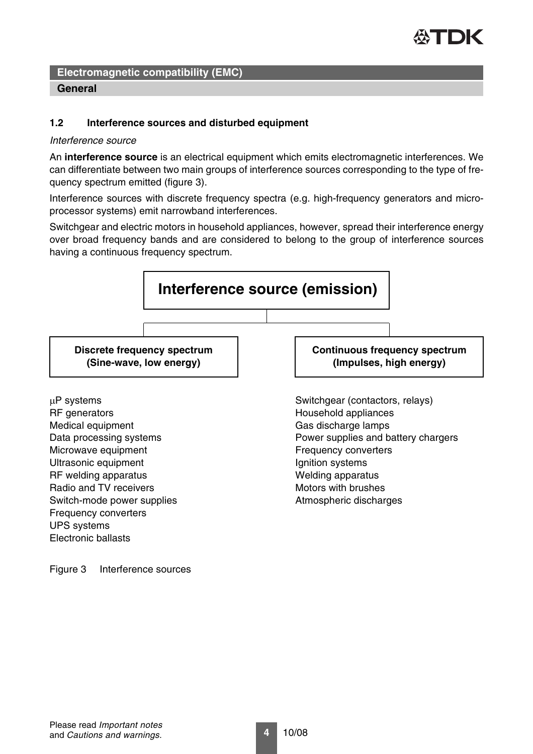## 1.2 Interference sources and disturbed equipment

*Interference source*

An **interference source** is an electrical equipment which emits electromagnetic interferences. We can differentiate between two main groups of interference sources corresponding to the type of frequency spectrum emitted (figure 3).

Interference sources with discrete frequency spectra (e.g. high-frequency generators and microprocessor systems) emit narrowband interferences.

Switchgear and electric motors in household appliances, however, spread their interference energy over broad frequency bands and are considered to belong to the group of interference sources having a continuous frequency spectrum.

**Interference source (emission)**

| **Discrete frequency spectrum (Sine-wave, low energy)** | **Continuous frequency spectrum (Impulses, high energy)** |
|---|---|
| μP systems | Switchgear (contactors, relays) |
| RF generators | Household appliances |
| Medical equipment | Gas discharge lamps |
| Data processing systems | Power supplies and battery chargers |
| Microwave equipment | Frequency converters |
| Ultrasonic equipment | Ignition systems |
| RF welding apparatus | Welding apparatus |
| Radio and TV receivers | Motors with brushes |
| Switch-mode power supplies | Atmospheric discharges |
| Frequency converters | |
| UPS systems | |
| Electronic ballasts | |

Figure 3 Interference sources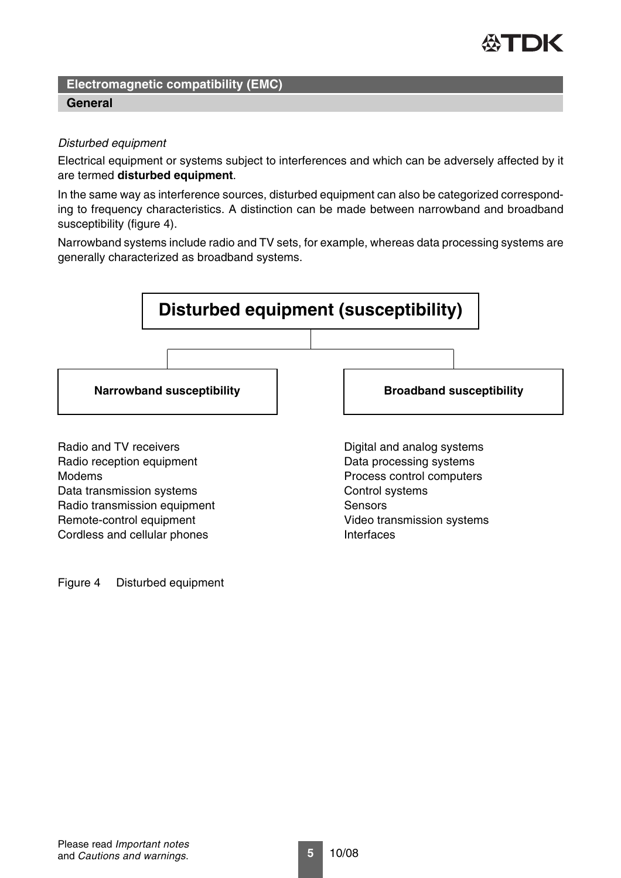## Electromagnetic compatibility (EMC)

### General

*Disturbed equipment*

Electrical equipment or systems subject to interferences and which can be adversely affected by it are termed **disturbed equipment**.

In the same way as interference sources, disturbed equipment can also be categorized corresponding to frequency characteristics. A distinction can be made between narrowband and broadband susceptibility (figure 4).

Narrowband systems include radio and TV sets, for example, whereas data processing systems are generally characterized as broadband systems.

**Disturbed equipment (susceptibility)**

| **Narrowband susceptibility** | **Broadband susceptibility** |
|---|---|
| Radio and TV receivers | Digital and analog systems |
| Radio reception equipment | Data processing systems |
| Modems | Process control computers |
| Data transmission systems | Control systems |
| Radio transmission equipment | Sensors |
| Remote-control equipment | Video transmission systems |
| Cordless and cellular phones | Interfaces |

Figure 4 Disturbed equipment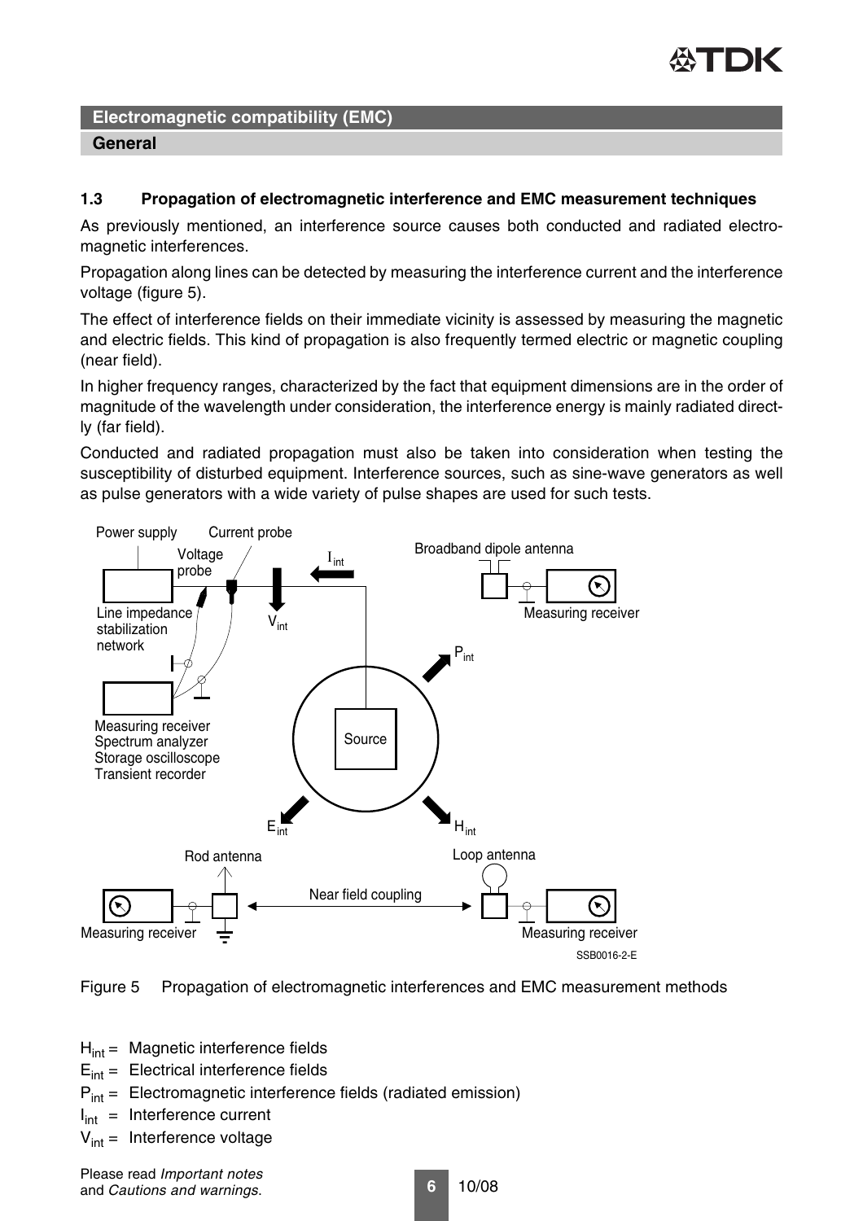## Electromagnetic compatibility (EMC)

### General

### 1.3 Propagation of electromagnetic interference and EMC measurement techniques

As previously mentioned, an interference source causes both conducted and radiated electromagnetic interferences.

Propagation along lines can be detected by measuring the interference current and the interference voltage (figure 5).

The effect of interference fields on their immediate vicinity is assessed by measuring the magnetic and electric fields. This kind of propagation is also frequently termed electric or magnetic coupling (near field).

In higher frequency ranges, characterized by the fact that equipment dimensions are in the order of magnitude of the wavelength under consideration, the interference energy is mainly radiated directly (far field).

Conducted and radiated propagation must also be taken into consideration when testing the susceptibility of disturbed equipment. Interference sources, such as sine-wave generators as well as pulse generators with a wide variety of pulse shapes are used for such tests.

Figure 5 Propagation of electromagnetic interferences and EMC measurement methods

$H_{int}$ = Magnetic interference fields
$E_{int}$ = Electrical interference fields
$P_{int}$ = Electromagnetic interference fields (radiated emission)
$I_{int}$ = Interference current
$V_{int}$ = Interference voltage

Please read *Important notes* and *Cautions and warnings*.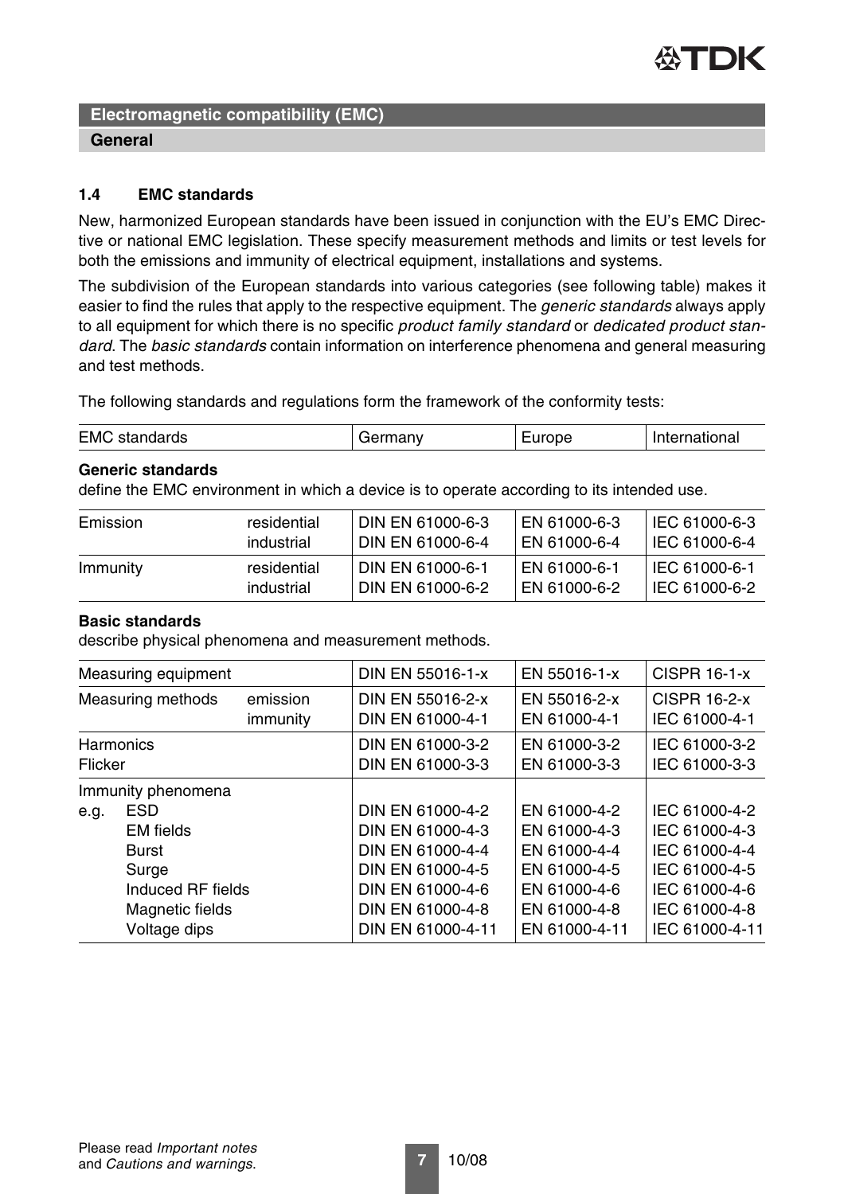## Electromagnetic compatibility (EMC)

### General

### 1.4 EMC standards

New, harmonized European standards have been issued in conjunction with the EU's EMC Directive or national EMC legislation. These specify measurement methods and limits or test levels for both the emissions and immunity of electrical equipment, installations and systems.

The subdivision of the European standards into various categories (see following table) makes it easier to find the rules that apply to the respective equipment. The *generic standards* always apply to all equipment for which there is no specific *product family standard* or *dedicated product standard*. The *basic standards* contain information on interference phenomena and general measuring and test methods.

The following standards and regulations form the framework of the conformity tests:

| EMC standards | | Germany | Europe | International |
|---|---|---|---|---|
| **Generic standards** define the EMC environment in which a device is to operate according to its intended use. | | | | |
| Emission | residential<br>industrial | DIN EN 61000-6-3<br>DIN EN 61000-6-4 | EN 61000-6-3<br>EN 61000-6-4 | IEC 61000-6-3<br>IEC 61000-6-4 |
| Immunity | residential<br>industrial | DIN EN 61000-6-1<br>DIN EN 61000-6-2 | EN 61000-6-1<br>EN 61000-6-2 | IEC 61000-6-1<br>IEC 61000-6-2 |
| **Basic standards** describe physical phenomena and measurement methods. | | | | |
| Measuring equipment | | DIN EN 55016-1-x | EN 55016-1-x | CISPR 16-1-x |
| Measuring methods | emission<br>immunity | DIN EN 55016-2-x<br>DIN EN 61000-4-1 | EN 55016-2-x<br>EN 61000-4-1 | CISPR 16-2-x<br>IEC 61000-4-1 |
| Harmonics<br>Flicker | | DIN EN 61000-3-2<br>DIN EN 61000-3-3 | EN 61000-3-2<br>EN 61000-3-3 | IEC 61000-3-2<br>IEC 61000-3-3 |
| Immunity phenomena<br>e.g. ESD<br>EM fields<br>Burst<br>Surge<br>Induced RF fields<br>Magnetic fields<br>Voltage dips | | <br>DIN EN 61000-4-2<br>DIN EN 61000-4-3<br>DIN EN 61000-4-4<br>DIN EN 61000-4-5<br>DIN EN 61000-4-6<br>DIN EN 61000-4-8<br>DIN EN 61000-4-11 | <br>EN 61000-4-2<br>EN 61000-4-3<br>EN 61000-4-4<br>EN 61000-4-5<br>EN 61000-4-6<br>EN 61000-4-8<br>EN 61000-4-11 | <br>IEC 61000-4-2<br>IEC 61000-4-3<br>IEC 61000-4-4<br>IEC 61000-4-5<br>IEC 61000-4-6<br>IEC 61000-4-8<br>IEC 61000-4-11 |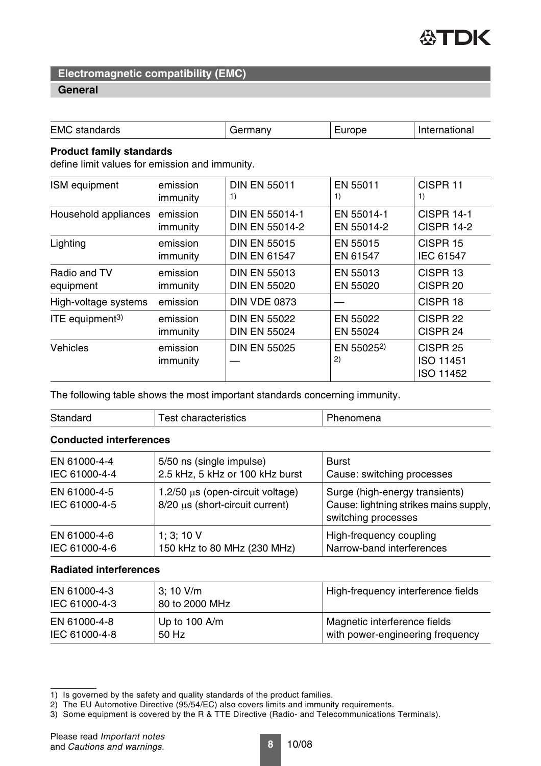## Electromagnetic compatibility (EMC)

### General

| EMC standards | | Germany | Europe | International |
|---|---|---|---|---|
| **Product family standards**<br>define limit values for emission and immunity. | | | | |
| ISM equipment | emission<br>immunity | DIN EN 55011<br>1) | EN 55011<br>1) | CISPR 11<br>1) |
| Household appliances | emission<br>immunity | DIN EN 55014-1<br>DIN EN 55014-2 | EN 55014-1<br>EN 55014-2 | CISPR 14-1<br>CISPR 14-2 |
| Lighting | emission<br>immunity | DIN EN 55015<br>DIN EN 61547 | EN 55015<br>EN 61547 | CISPR 15<br>IEC 61547 |
| Radio and TV equipment | emission<br>immunity | DIN EN 55013<br>DIN EN 55020 | EN 55013<br>EN 55020 | CISPR 13<br>CISPR 20 |
| High-voltage systems | emission | DIN VDE 0873 | — | CISPR 18 |
| ITE equipment[3] | emission<br>immunity | DIN EN 55022<br>DIN EN 55024 | EN 55022<br>EN 55024 | CISPR 22<br>CISPR 24 |
| Vehicles | emission<br>immunity | DIN EN 55025<br>— | EN 55025[2]<br>2) | CISPR 25<br>ISO 11451<br>ISO 11452 |

The following table shows the most important standards concerning immunity.

| Standard | Test characteristics | Phenomena |
|---|---|---|
| **Conducted interferences** | | |
| EN 61000-4-4<br>IEC 61000-4-4 | 5/50 ns (single impulse)<br>2.5 kHz, 5 kHz or 100 kHz burst | Burst<br>Cause: switching processes |
| EN 61000-4-5<br>IEC 61000-4-5 | 1.2/50 µs (open-circuit voltage)<br>8/20 µs (short-circuit current) | Surge (high-energy transients)<br>Cause: lightning strikes mains supply, switching processes |
| EN 61000-4-6<br>IEC 61000-4-6 | 1; 3; 10 V<br>150 kHz to 80 MHz (230 MHz) | High-frequency coupling<br>Narrow-band interferences |
| **Radiated interferences** | | |
| EN 61000-4-3<br>IEC 61000-4-3 | 3; 10 V/m<br>80 to 2000 MHz | High-frequency interference fields |
| EN 61000-4-8<br>IEC 61000-4-8 | Up to 100 A/m<br>50 Hz | Magnetic interference fields<br>with power-engineering frequency |

1) Is governed by the safety and quality standards of the product families.
2) The EU Automotive Directive (95/54/EC) also covers limits and immunity requirements.
3) Some equipment is covered by the R & TTE Directive (Radio- and Telecommunications Terminals).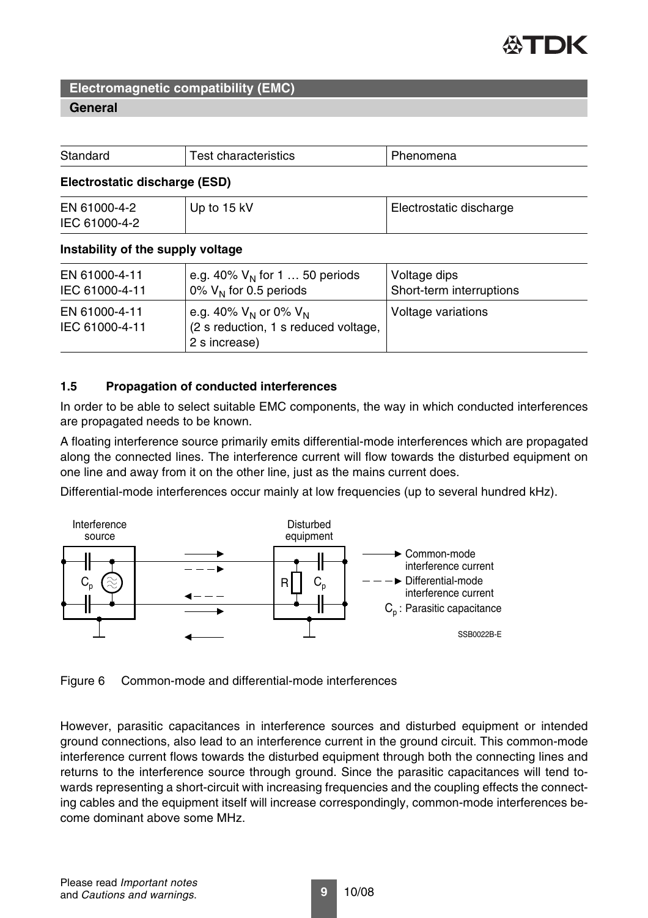## Electromagnetic compatibility (EMC)

### General

| Standard | Test characteristics | Phenomena |
|---|---|---|
| **Electrostatic discharge (ESD)** | | |
| EN 61000-4-2<br>IEC 61000-4-2 | Up to 15 kV | Electrostatic discharge |
| **Instability of the supply voltage** | | |
| EN 61000-4-11<br>IEC 61000-4-11 | e.g. 40% $V_N$ for 1 … 50 periods<br>0% $V_N$ for 0.5 periods | Voltage dips<br>Short-term interruptions |
| EN 61000-4-11<br>IEC 61000-4-11 | e.g. 40% $V_N$ or 0% $V_N$<br>(2 s reduction, 1 s reduced voltage, 2 s increase) | Voltage variations |

### 1.5 Propagation of conducted interferences

In order to be able to select suitable EMC components, the way in which conducted interferences are propagated needs to be known.

A floating interference source primarily emits differential-mode interferences which are propagated along the connected lines. The interference current will flow towards the disturbed equipment on one line and away from it on the other line, just as the mains current does.

Differential-mode interferences occur mainly at low frequencies (up to several hundred kHz).

Figure 6 Common-mode and differential-mode interferences

However, parasitic capacitances in interference sources and disturbed equipment or intended ground connections, also lead to an interference current in the ground circuit. This common-mode interference current flows towards the disturbed equipment through both the connecting lines and returns to the interference source through ground. Since the parasitic capacitances will tend towards representing a short-circuit with increasing frequencies and the coupling effects the connecting cables and the equipment itself will increase correspondingly, common-mode interferences become dominant above some MHz.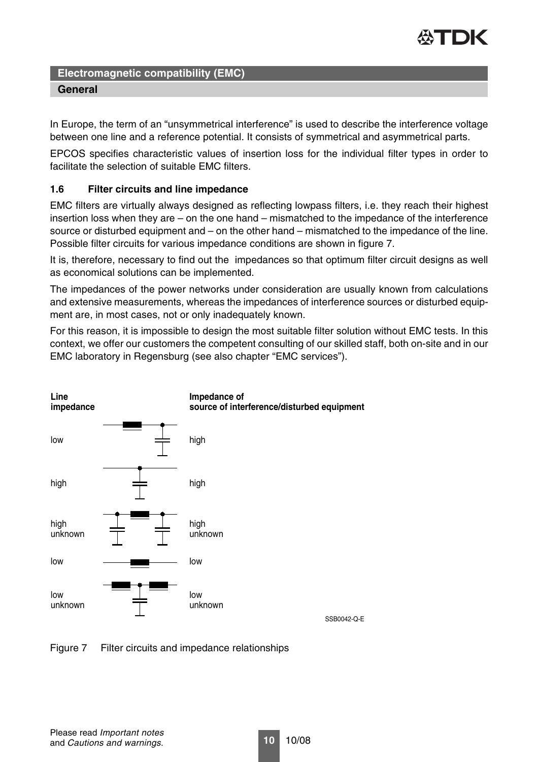## Electromagnetic compatibility (EMC)

### General

In Europe, the term of an "unsymmetrical interference" is used to describe the interference voltage between one line and a reference potential. It consists of symmetrical and asymmetrical parts.

EPCOS specifies characteristic values of insertion loss for the individual filter types in order to facilitate the selection of suitable EMC filters.

### 1.6 Filter circuits and line impedance

EMC filters are virtually always designed as reflecting lowpass filters, i.e. they reach their highest insertion loss when they are – on the one hand – mismatched to the impedance of the interference source or disturbed equipment and – on the other hand – mismatched to the impedance of the line. Possible filter circuits for various impedance conditions are shown in figure 7.

It is, therefore, necessary to find out the impedances so that optimum filter circuit designs as well as economical solutions can be implemented.

The impedances of the power networks under consideration are usually known from calculations and extensive measurements, whereas the impedances of interference sources or disturbed equipment are, in most cases, not or only inadequately known.

For this reason, it is impossible to design the most suitable filter solution without EMC tests. In this context, we offer our customers the competent consulting of our skilled staff, both on-site and in our EMC laboratory in Regensburg (see also chapter "EMC services").

| Line impedance | Impedance of source of interference/disturbed equipment |
|---|---|
| low | high |
| high | high |
| high unknown | high unknown |
| low | low |
| low unknown | low unknown |

SSB0042-Q-E

Figure 7 Filter circuits and impedance relationships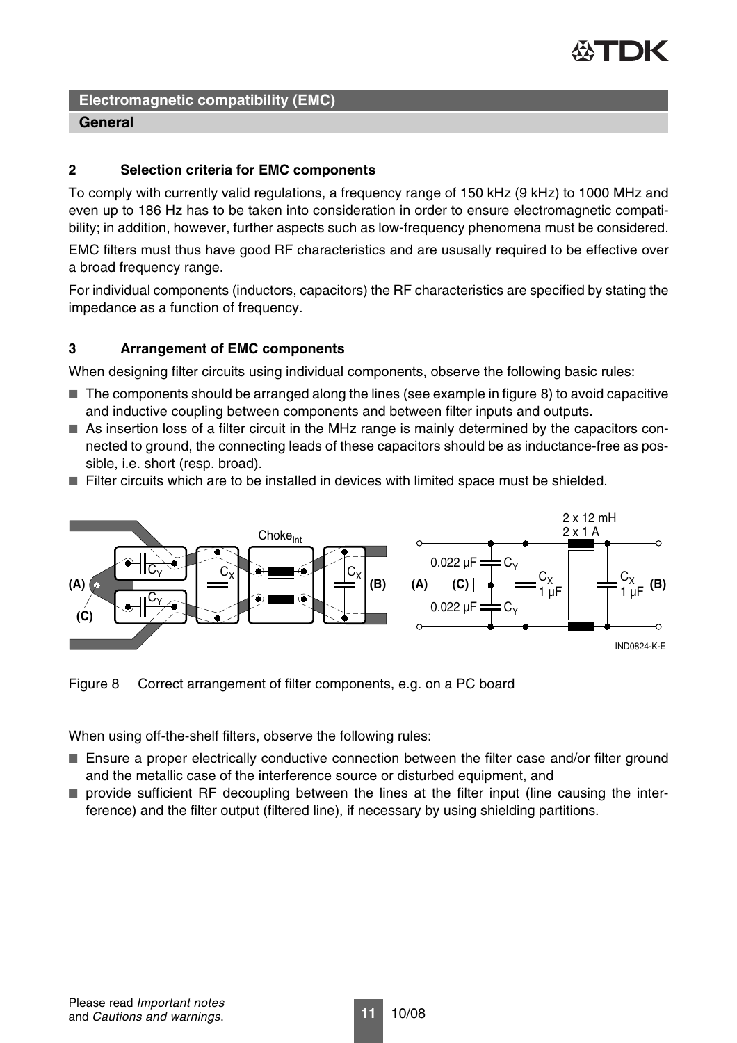## Electromagnetic compatibility (EMC)

### General

### 2 Selection criteria for EMC components

To comply with currently valid regulations, a frequency range of 150 kHz (9 kHz) to 1000 MHz and even up to 186 Hz has to be taken into consideration in order to ensure electromagnetic compatibility; in addition, however, further aspects such as low-frequency phenomena must be considered.

EMC filters must thus have good RF characteristics and are ususally required to be effective over a broad frequency range.

For individual components (inductors, capacitors) the RF characteristics are specified by stating the impedance as a function of frequency.

### 3 Arrangement of EMC components

When designing filter circuits using individual components, observe the following basic rules:

- The components should be arranged along the lines (see example in figure 8) to avoid capacitive and inductive coupling between components and between filter inputs and outputs.
- As insertion loss of a filter circuit in the MHz range is mainly determined by the capacitors connected to ground, the connecting leads of these capacitors should be as inductance-free as possible, i.e. short (resp. broad).
- Filter circuits which are to be installed in devices with limited space must be shielded.

Figure 8 Correct arrangement of filter components, e.g. on a PC board

When using off-the-shelf filters, observe the following rules:

- Ensure a proper electrically conductive connection between the filter case and/or filter ground and the metallic case of the interference source or disturbed equipment, and
- provide sufficient RF decoupling between the lines at the filter input (line causing the interference) and the filter output (filtered line), if necessary by using shielding partitions.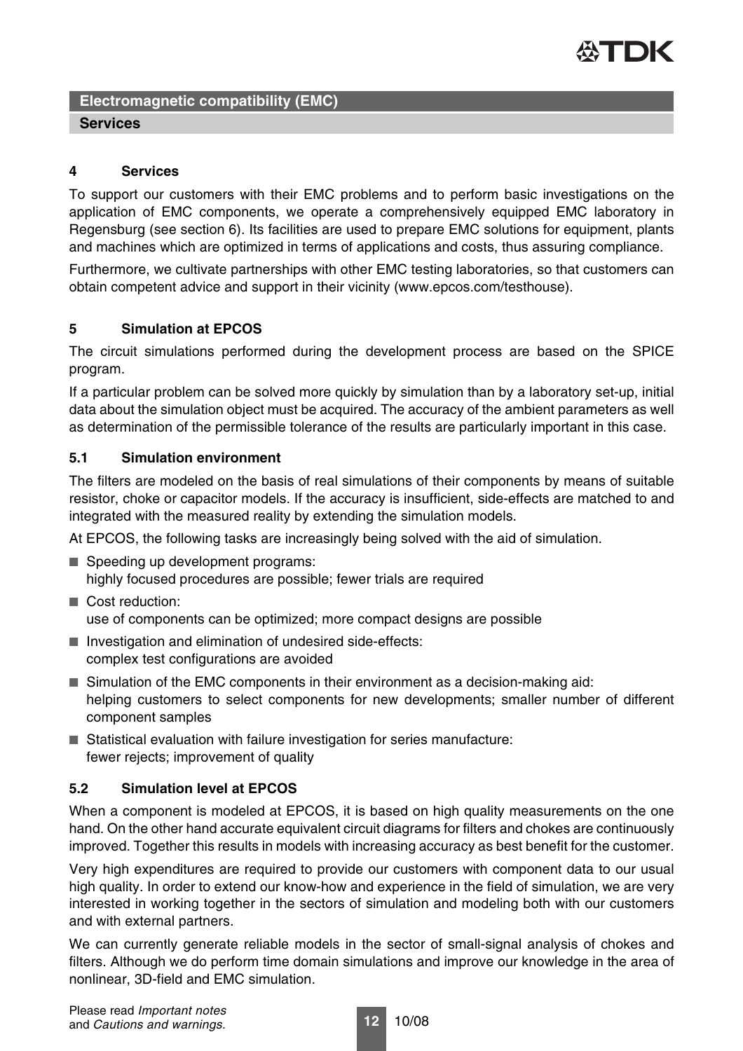## 4 Services

To support our customers with their EMC problems and to perform basic investigations on the application of EMC components, we operate a comprehensively equipped EMC laboratory in Regensburg (see section 6). Its facilities are used to prepare EMC solutions for equipment, plants and machines which are optimized in terms of applications and costs, thus assuring compliance.

Furthermore, we cultivate partnerships with other EMC testing laboratories, so that customers can obtain competent advice and support in their vicinity (www.epcos.com/testhouse).

## 5 Simulation at EPCOS

The circuit simulations performed during the development process are based on the SPICE program.

If a particular problem can be solved more quickly by simulation than by a laboratory set-up, initial data about the simulation object must be acquired. The accuracy of the ambient parameters as well as determination of the permissible tolerance of the results are particularly important in this case.

### 5.1 Simulation environment

The filters are modeled on the basis of real simulations of their components by means of suitable resistor, choke or capacitor models. If the accuracy is insufficient, side-effects are matched to and integrated with the measured reality by extending the simulation models.

At EPCOS, the following tasks are increasingly being solved with the aid of simulation.

- Speeding up development programs:
  highly focused procedures are possible; fewer trials are required
- Cost reduction:
  use of components can be optimized; more compact designs are possible
- Investigation and elimination of undesired side-effects:
  complex test configurations are avoided
- Simulation of the EMC components in their environment as a decision-making aid:
  helping customers to select components for new developments; smaller number of different component samples
- Statistical evaluation with failure investigation for series manufacture:
  fewer rejects; improvement of quality

### 5.2 Simulation level at EPCOS

When a component is modeled at EPCOS, it is based on high quality measurements on the one hand. On the other hand accurate equivalent circuit diagrams for filters and chokes are continuously improved. Together this results in models with increasing accuracy as best benefit for the customer.

Very high expenditures are required to provide our customers with component data to our usual high quality. In order to extend our know-how and experience in the field of simulation, we are very interested in working together in the sectors of simulation and modeling both with our customers and with external partners.

We can currently generate reliable models in the sector of small-signal analysis of chokes and filters. Although we do perform time domain simulations and improve our knowledge in the area of nonlinear, 3D-field and EMC simulation.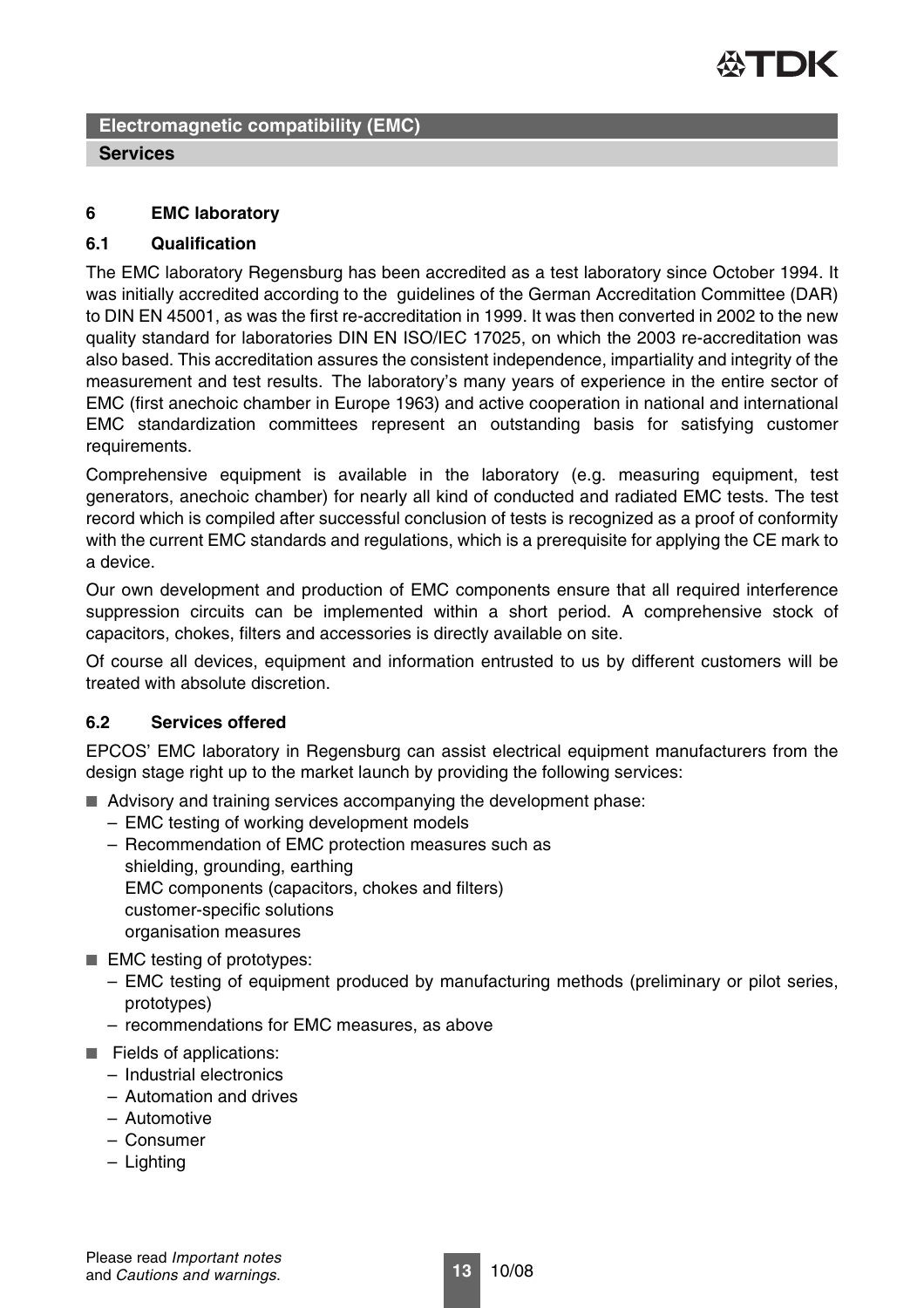**Electromagnetic compatibility (EMC)**

**Services**

## 6 EMC laboratory

### 6.1 Qualification

The EMC laboratory Regensburg has been accredited as a test laboratory since October 1994. It was initially accredited according to the guidelines of the German Accreditation Committee (DAR) to DIN EN 45001, as was the first re-accreditation in 1999. It was then converted in 2002 to the new quality standard for laboratories DIN EN ISO/IEC 17025, on which the 2003 re-accreditation was also based. This accreditation assures the consistent independence, impartiality and integrity of the measurement and test results. The laboratory's many years of experience in the entire sector of EMC (first anechoic chamber in Europe 1963) and active cooperation in national and international EMC standardization committees represent an outstanding basis for satisfying customer requirements.

Comprehensive equipment is available in the laboratory (e.g. measuring equipment, test generators, anechoic chamber) for nearly all kind of conducted and radiated EMC tests. The test record which is compiled after successful conclusion of tests is recognized as a proof of conformity with the current EMC standards and regulations, which is a prerequisite for applying the CE mark to a device.

Our own development and production of EMC components ensure that all required interference suppression circuits can be implemented within a short period. A comprehensive stock of capacitors, chokes, filters and accessories is directly available on site.

Of course all devices, equipment and information entrusted to us by different customers will be treated with absolute discretion.

### 6.2 Services offered

EPCOS' EMC laboratory in Regensburg can assist electrical equipment manufacturers from the design stage right up to the market launch by providing the following services:

- Advisory and training services accompanying the development phase:
  - EMC testing of working development models
  - Recommendation of EMC protection measures such as
    shielding, grounding, earthing
    EMC components (capacitors, chokes and filters)
    customer-specific solutions
    organisation measures
- EMC testing of prototypes:
  - EMC testing of equipment produced by manufacturing methods (preliminary or pilot series, prototypes)
  - recommendations for EMC measures, as above
- Fields of applications:
  - Industrial electronics
  - Automation and drives
  - Automotive
  - Consumer
  - Lighting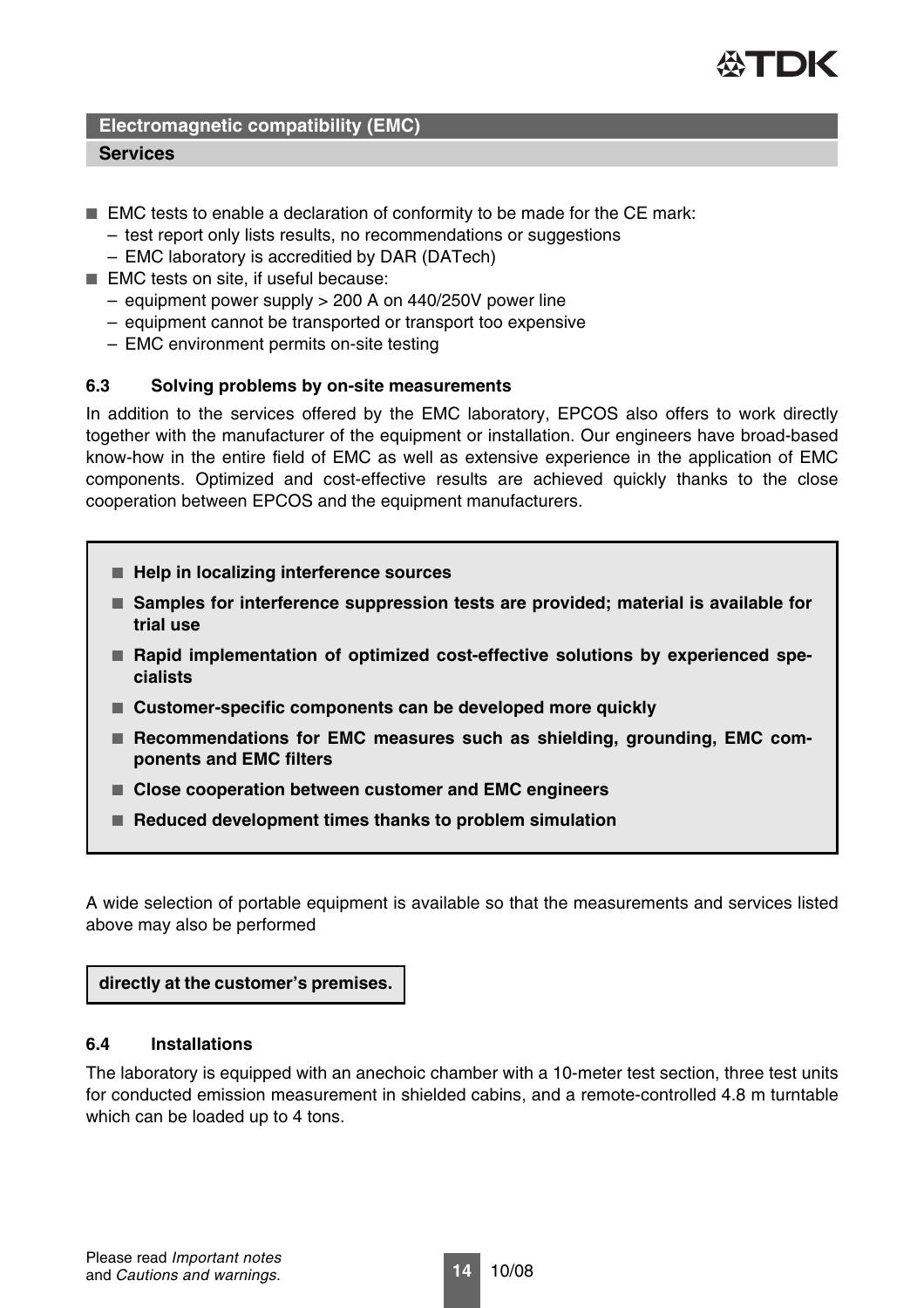## Electromagnetic compatibility (EMC)

### Services

- EMC tests to enable a declaration of conformity to be made for the CE mark:
  - test report only lists results, no recommendations or suggestions
  - EMC laboratory is accreditied by DAR (DATech)
- EMC tests on site, if useful because:
  - equipment power supply > 200 A on 440/250V power line
  - equipment cannot be transported or transport too expensive
  - EMC environment permits on-site testing

### 6.3 Solving problems by on-site measurements

In addition to the services offered by the EMC laboratory, EPCOS also offers to work directly together with the manufacturer of the equipment or installation. Our engineers have broad-based know-how in the entire field of EMC as well as extensive experience in the application of EMC components. Optimized and cost-effective results are achieved quickly thanks to the close cooperation between EPCOS and the equipment manufacturers.

- **Help in localizing interference sources**
- **Samples for interference suppression tests are provided; material is available for trial use**
- **Rapid implementation of optimized cost-effective solutions by experienced specialists**
- **Customer-specific components can be developed more quickly**
- **Recommendations for EMC measures such as shielding, grounding, EMC components and EMC filters**
- **Close cooperation between customer and EMC engineers**
- **Reduced development times thanks to problem simulation**

A wide selection of portable equipment is available so that the measurements and services listed above may also be performed

**directly at the customer's premises.**

### 6.4 Installations

The laboratory is equipped with an anechoic chamber with a 10-meter test section, three test units for conducted emission measurement in shielded cabins, and a remote-controlled 4.8 m turntable which can be loaded up to 4 tons.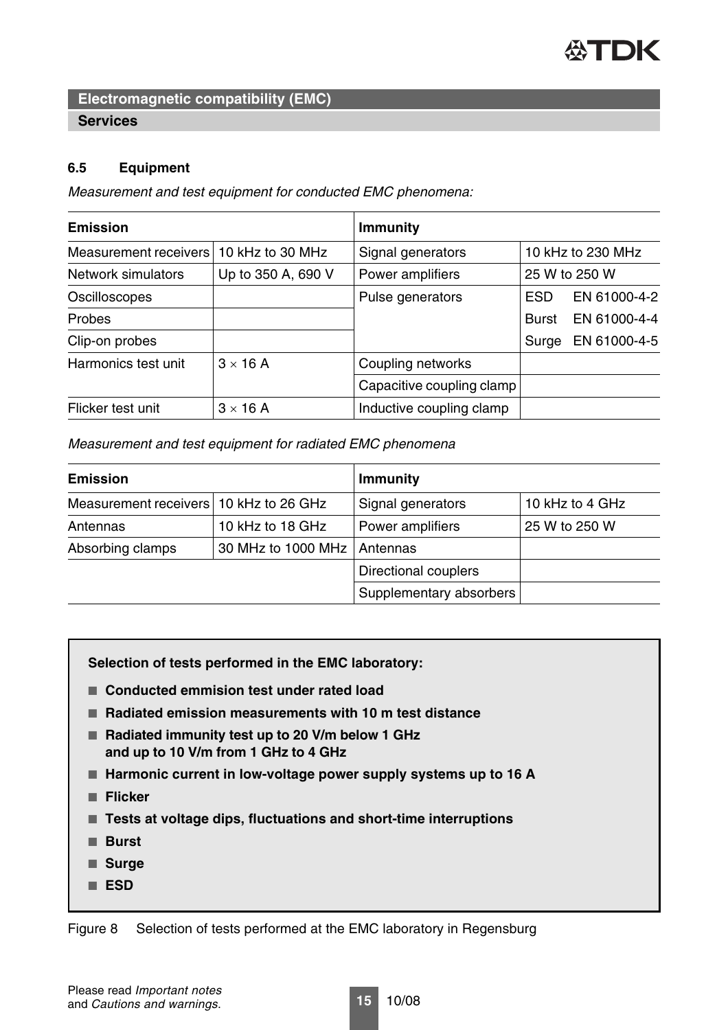## Electromagnetic compatibility (EMC)

### Services

### 6.5 Equipment

*Measurement and test equipment for conducted EMC phenomena:*

| Emission | | Immunity | |
|---|---|---|---|
| Measurement receivers | 10 kHz to 30 MHz | Signal generators | 10 kHz to 230 MHz |
| Network simulators | Up to 350 A, 690 V | Power amplifiers | 25 W to 250 W |
| Oscilloscopes | | Pulse generators | ESD EN 61000-4-2 |
| Probes | | | Burst EN 61000-4-4 |
| Clip-on probes | | | Surge EN 61000-4-5 |
| Harmonics test unit | 3 × 16 A | Coupling networks | |
| | | Capacitive coupling clamp | |
| Flicker test unit | 3 × 16 A | Inductive coupling clamp | |

*Measurement and test equipment for radiated EMC phenomena*

| Emission | | Immunity | |
|---|---|---|---|
| Measurement receivers | 10 kHz to 26 GHz | Signal generators | 10 kHz to 4 GHz |
| Antennas | 10 kHz to 18 GHz | Power amplifiers | 25 W to 250 W |
| Absorbing clamps | 30 MHz to 1000 MHz | Antennas | |
| | | Directional couplers | |
| | | Supplementary absorbers | |

**Selection of tests performed in the EMC laboratory:**

- **Conducted emmision test under rated load**
- **Radiated emission measurements with 10 m test distance**
- **Radiated immunity test up to 20 V/m below 1 GHz and up to 10 V/m from 1 GHz to 4 GHz**
- **Harmonic current in low-voltage power supply systems up to 16 A**
- **Flicker**
- **Tests at voltage dips, fluctuations and short-time interruptions**
- **Burst**
- **Surge**
- **ESD**

Figure 8 Selection of tests performed at the EMC laboratory in Regensburg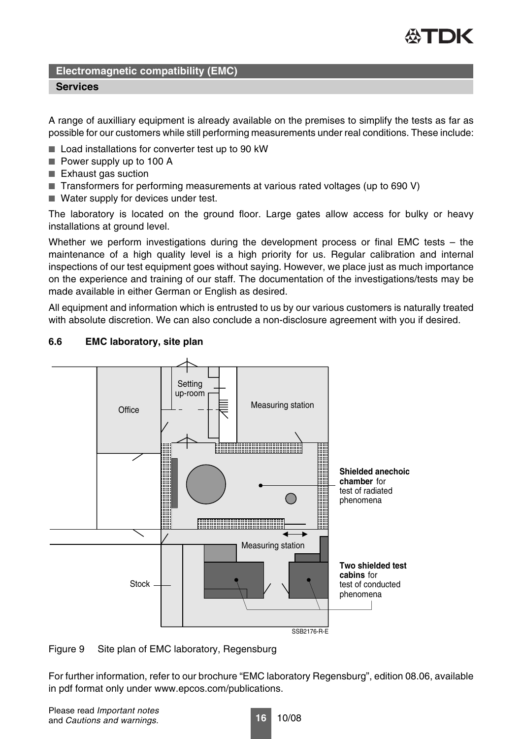## Electromagnetic compatibility (EMC)

### Services

A range of auxilliary equipment is already available on the premises to simplify the tests as far as possible for our customers while still performing measurements under real conditions. These include:

- Load installations for converter test up to 90 kW
- Power supply up to 100 A
- Exhaust gas suction
- Transformers for performing measurements at various rated voltages (up to 690 V)
- Water supply for devices under test.

The laboratory is located on the ground floor. Large gates allow access for bulky or heavy installations at ground level.

Whether we perform investigations during the development process or final EMC tests – the maintenance of a high quality level is a high priority for us. Regular calibration and internal inspections of our test equipment goes without saying. However, we place just as much importance on the experience and training of our staff. The documentation of the investigations/tests may be made available in either German or English as desired.

All equipment and information which is entrusted to us by our various customers is naturally treated with absolute discretion. We can also conclude a non-disclosure agreement with you if desired.

### 6.6 EMC laboratory, site plan

Office

Setting up-room

Measuring station

**Shielded anechoic chamber** for test of radiated phenomena

Measuring station

**Two shielded test cabins** for test of conducted phenomena

Stock

SSB2176-R-E

Figure 9 Site plan of EMC laboratory, Regensburg

For further information, refer to our brochure "EMC laboratory Regensburg", edition 08.06, available in pdf format only under www.epcos.com/publications.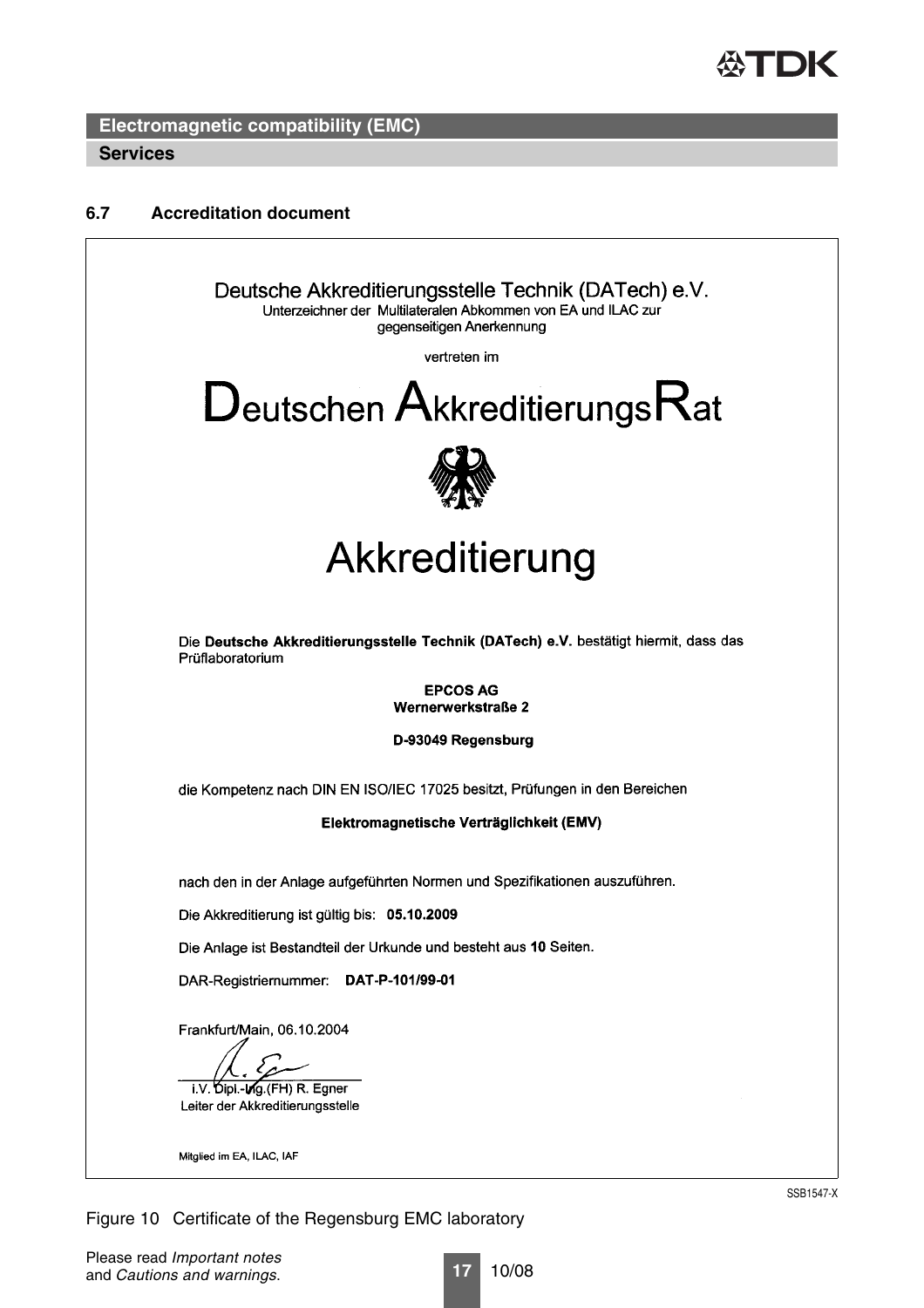## Electromagnetic compatibility (EMC)

### Services

### 6.7 Accreditation document

Deutsche Akkreditierungsstelle Technik (DATech) e.V.
Unterzeichner der Multilateralen Abkommen von EA und ILAC zur gegenseitigen Anerkennung

vertreten im

# Deutschen AkkreditierungsRat

# Akkreditierung

Die **Deutsche Akkreditierungsstelle Technik (DATech) e.V.** bestätigt hiermit, dass das Prüflaboratorium

**EPCOS AG**
**Wernerwerkstraße 2**

**D-93049 Regensburg**

die Kompetenz nach DIN EN ISO/IEC 17025 besitzt, Prüfungen in den Bereichen

**Elektromagnetische Verträglichkeit (EMV)**

nach den in der Anlage aufgeführten Normen und Spezifikationen auszuführen.

Die Akkreditierung ist gültig bis: **05.10.2009**

Die Anlage ist Bestandteil der Urkunde und besteht aus **10** Seiten.

DAR-Registriernummer: **DAT-P-101/99-01**

Frankfurt/Main, 06.10.2004

i.V. Dipl.-Ing.(FH) R. Egner
Leiter der Akkreditierungsstelle

Mitglied im EA, ILAC, IAF

SSB1547-X

Figure 10 Certificate of the Regensburg EMC laboratory

Please read *Important notes* and *Cautions and warnings*.

10/08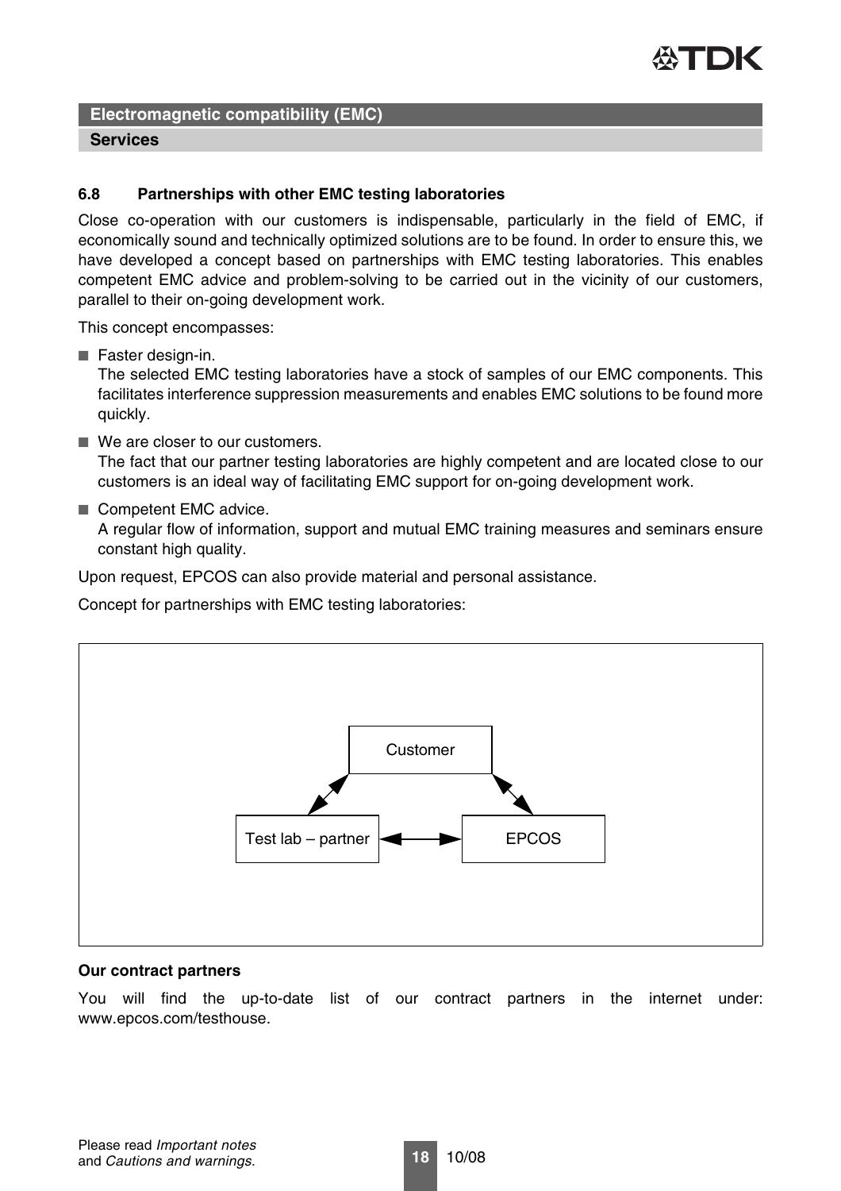## Electromagnetic compatibility (EMC)

### Services

### 6.8 Partnerships with other EMC testing laboratories

Close co-operation with our customers is indispensable, particularly in the field of EMC, if economically sound and technically optimized solutions are to be found. In order to ensure this, we have developed a concept based on partnerships with EMC testing laboratories. This enables competent EMC advice and problem-solving to be carried out in the vicinity of our customers, parallel to their on-going development work.

This concept encompasses:

- Faster design-in.
  The selected EMC testing laboratories have a stock of samples of our EMC components. This facilitates interference suppression measurements and enables EMC solutions to be found more quickly.
- We are closer to our customers.
  The fact that our partner testing laboratories are highly competent and are located close to our customers is an ideal way of facilitating EMC support for on-going development work.
- Competent EMC advice.
  A regular flow of information, support and mutual EMC training measures and seminars ensure constant high quality.

Upon request, EPCOS can also provide material and personal assistance.

Concept for partnerships with EMC testing laboratories:

Customer

Test lab – partner

EPCOS

**Our contract partners**

You will find the up-to-date list of our contract partners in the internet under: www.epcos.com/testhouse.